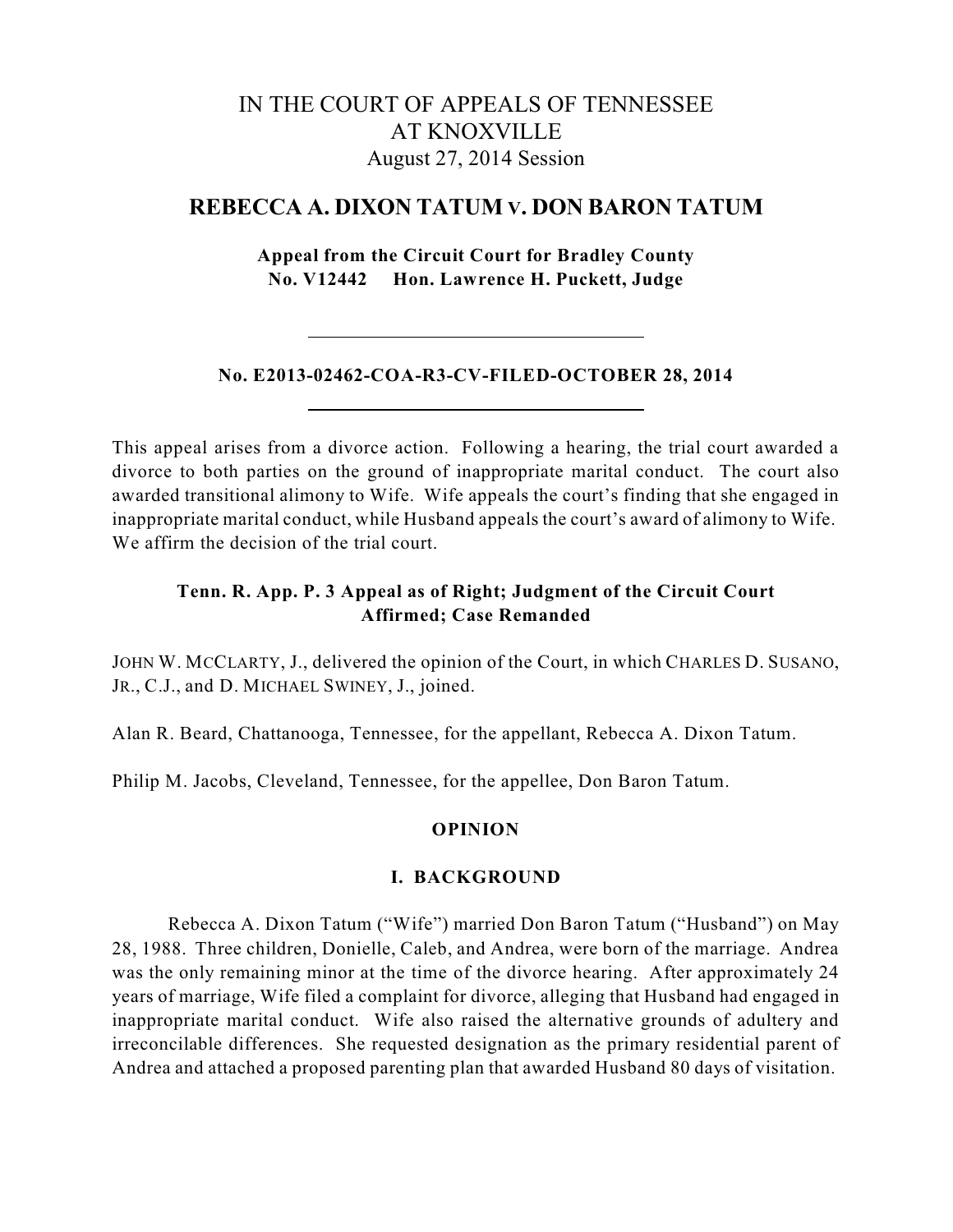# IN THE COURT OF APPEALS OF TENNESSEE AT KNOXVILLE

August 27, 2014 Session

## REBECCA A. DIXON TATUM v. DON BARON TATUM

**Appeal from the Circuit Court for Bradley County**
**No. V12442 Hon. Lawrence H. Puckett, Judge**

---

**No. E2013-02462-COA-R3-CV-FILED-OCTOBER 28, 2014**

---

This appeal arises from a divorce action. Following a hearing, the trial court awarded a divorce to both parties on the ground of inappropriate marital conduct. The court also awarded transitional alimony to Wife. Wife appeals the court's finding that she engaged in inappropriate marital conduct, while Husband appeals the court's award of alimony to Wife. We affirm the decision of the trial court.

**Tenn. R. App. P. 3 Appeal as of Right; Judgment of the Circuit Court Affirmed; Case Remanded**

JOHN W. MCCLARTY, J., delivered the opinion of the Court, in which CHARLES D. SUSANO, JR., C.J., and D. MICHAEL SWINEY, J., joined.

Alan R. Beard, Chattanooga, Tennessee, for the appellant, Rebecca A. Dixon Tatum.

Philip M. Jacobs, Cleveland, Tennessee, for the appellee, Don Baron Tatum.

### OPINION

### I. BACKGROUND

Rebecca A. Dixon Tatum ("Wife") married Don Baron Tatum ("Husband") on May 28, 1988. Three children, Donielle, Caleb, and Andrea, were born of the marriage. Andrea was the only remaining minor at the time of the divorce hearing. After approximately 24 years of marriage, Wife filed a complaint for divorce, alleging that Husband had engaged in inappropriate marital conduct. Wife also raised the alternative grounds of adultery and irreconcilable differences. She requested designation as the primary residential parent of Andrea and attached a proposed parenting plan that awarded Husband 80 days of visitation.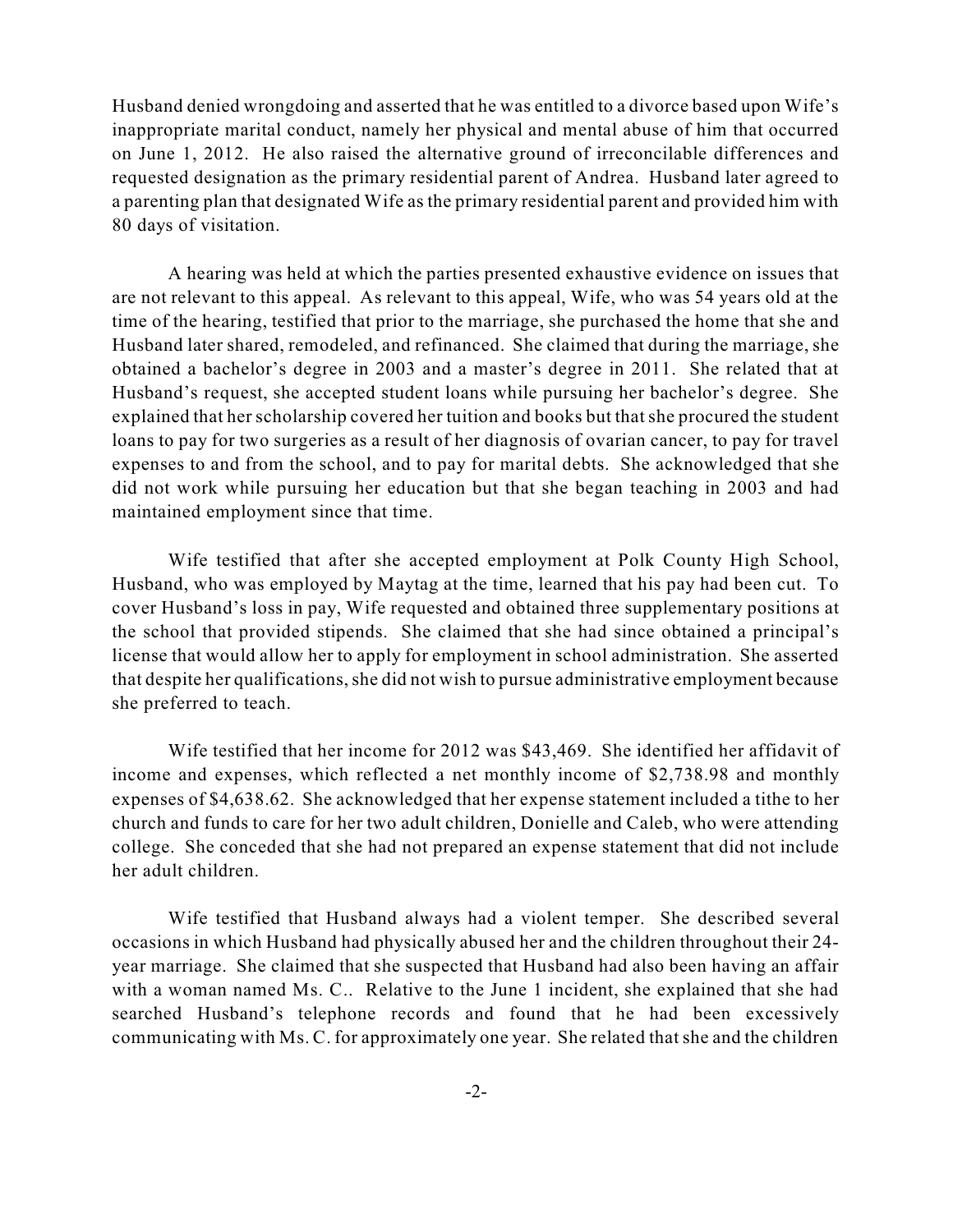Husband denied wrongdoing and asserted that he was entitled to a divorce based upon Wife's inappropriate marital conduct, namely her physical and mental abuse of him that occurred on June 1, 2012. He also raised the alternative ground of irreconcilable differences and requested designation as the primary residential parent of Andrea. Husband later agreed to a parenting plan that designated Wife as the primary residential parent and provided him with 80 days of visitation.

A hearing was held at which the parties presented exhaustive evidence on issues that are not relevant to this appeal. As relevant to this appeal, Wife, who was 54 years old at the time of the hearing, testified that prior to the marriage, she purchased the home that she and Husband later shared, remodeled, and refinanced. She claimed that during the marriage, she obtained a bachelor's degree in 2003 and a master's degree in 2011. She related that at Husband's request, she accepted student loans while pursuing her bachelor's degree. She explained that her scholarship covered her tuition and books but that she procured the student loans to pay for two surgeries as a result of her diagnosis of ovarian cancer, to pay for travel expenses to and from the school, and to pay for marital debts. She acknowledged that she did not work while pursuing her education but that she began teaching in 2003 and had maintained employment since that time.

Wife testified that after she accepted employment at Polk County High School, Husband, who was employed by Maytag at the time, learned that his pay had been cut. To cover Husband's loss in pay, Wife requested and obtained three supplementary positions at the school that provided stipends. She claimed that she had since obtained a principal's license that would allow her to apply for employment in school administration. She asserted that despite her qualifications, she did not wish to pursue administrative employment because she preferred to teach.

Wife testified that her income for 2012 was $43,469. She identified her affidavit of income and expenses, which reflected a net monthly income of $2,738.98 and monthly expenses of $4,638.62. She acknowledged that her expense statement included a tithe to her church and funds to care for her two adult children, Donielle and Caleb, who were attending college. She conceded that she had not prepared an expense statement that did not include her adult children.

Wife testified that Husband always had a violent temper. She described several occasions in which Husband had physically abused her and the children throughout their 24-year marriage. She claimed that she suspected that Husband had also been having an affair with a woman named Ms. C.. Relative to the June 1 incident, she explained that she had searched Husband's telephone records and found that he had been excessively communicating with Ms. C. for approximately one year. She related that she and the children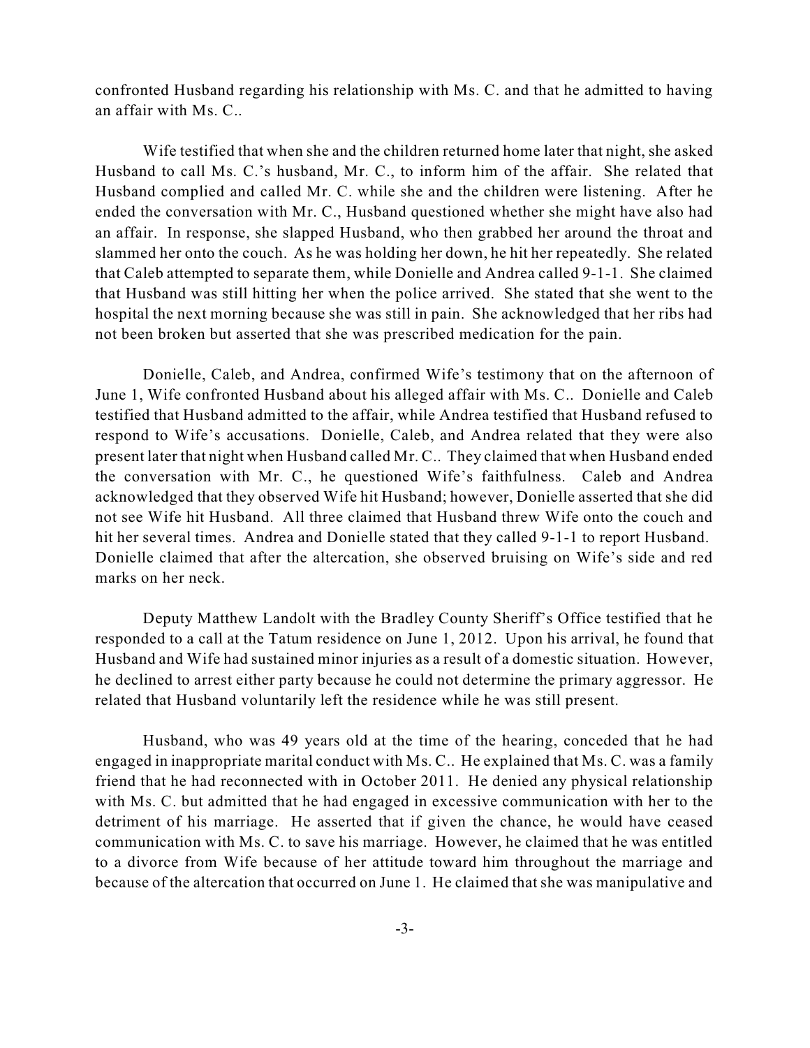confronted Husband regarding his relationship with Ms. C. and that he admitted to having an affair with Ms. C..

Wife testified that when she and the children returned home later that night, she asked Husband to call Ms. C.'s husband, Mr. C., to inform him of the affair. She related that Husband complied and called Mr. C. while she and the children were listening. After he ended the conversation with Mr. C., Husband questioned whether she might have also had an affair. In response, she slapped Husband, who then grabbed her around the throat and slammed her onto the couch. As he was holding her down, he hit her repeatedly. She related that Caleb attempted to separate them, while Donielle and Andrea called 9-1-1. She claimed that Husband was still hitting her when the police arrived. She stated that she went to the hospital the next morning because she was still in pain. She acknowledged that her ribs had not been broken but asserted that she was prescribed medication for the pain.

Donielle, Caleb, and Andrea, confirmed Wife's testimony that on the afternoon of June 1, Wife confronted Husband about his alleged affair with Ms. C.. Donielle and Caleb testified that Husband admitted to the affair, while Andrea testified that Husband refused to respond to Wife's accusations. Donielle, Caleb, and Andrea related that they were also present later that night when Husband called Mr. C.. They claimed that when Husband ended the conversation with Mr. C., he questioned Wife's faithfulness. Caleb and Andrea acknowledged that they observed Wife hit Husband; however, Donielle asserted that she did not see Wife hit Husband. All three claimed that Husband threw Wife onto the couch and hit her several times. Andrea and Donielle stated that they called 9-1-1 to report Husband. Donielle claimed that after the altercation, she observed bruising on Wife's side and red marks on her neck.

Deputy Matthew Landolt with the Bradley County Sheriff's Office testified that he responded to a call at the Tatum residence on June 1, 2012. Upon his arrival, he found that Husband and Wife had sustained minor injuries as a result of a domestic situation. However, he declined to arrest either party because he could not determine the primary aggressor. He related that Husband voluntarily left the residence while he was still present.

Husband, who was 49 years old at the time of the hearing, conceded that he had engaged in inappropriate marital conduct with Ms. C.. He explained that Ms. C. was a family friend that he had reconnected with in October 2011. He denied any physical relationship with Ms. C. but admitted that he had engaged in excessive communication with her to the detriment of his marriage. He asserted that if given the chance, he would have ceased communication with Ms. C. to save his marriage. However, he claimed that he was entitled to a divorce from Wife because of her attitude toward him throughout the marriage and because of the altercation that occurred on June 1. He claimed that she was manipulative and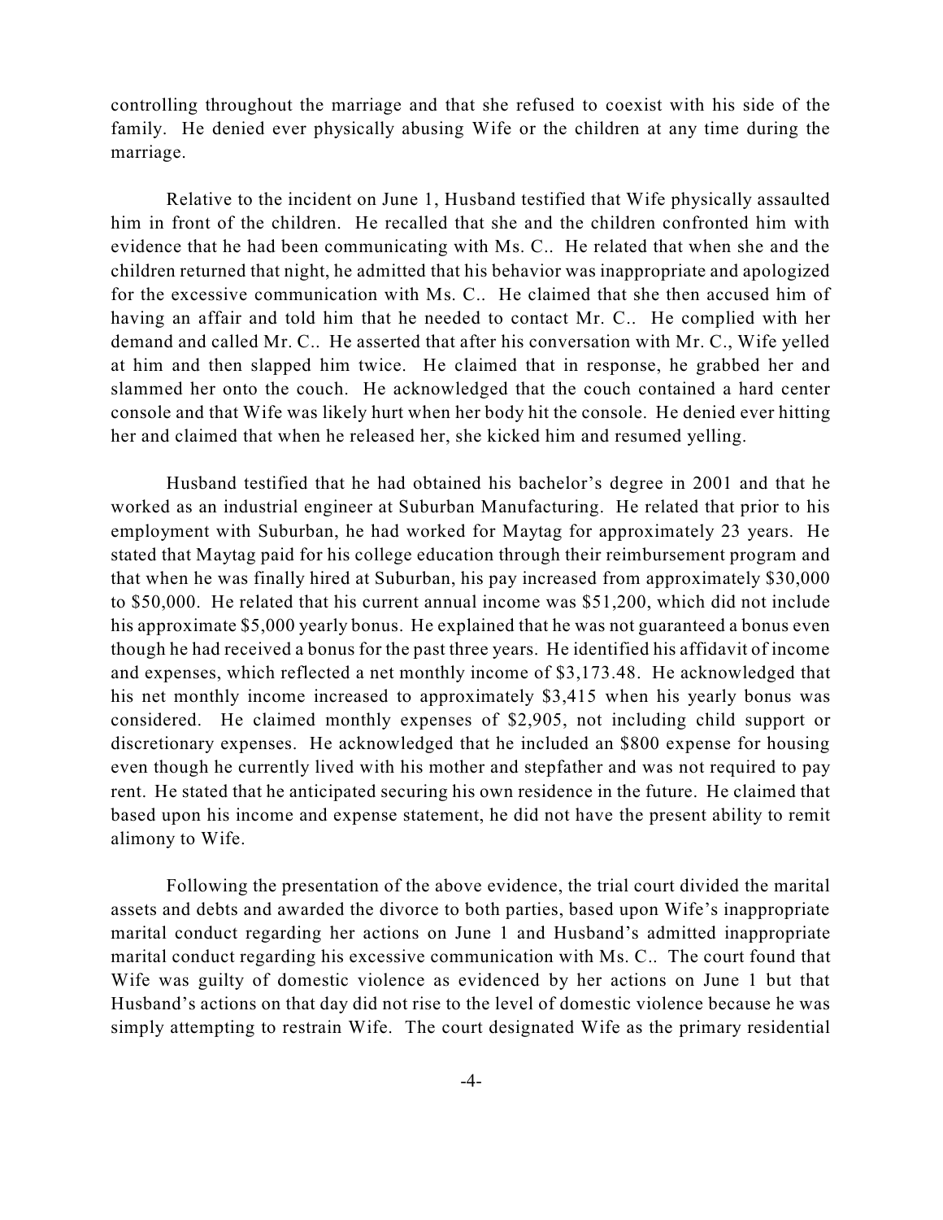controlling throughout the marriage and that she refused to coexist with his side of the family. He denied ever physically abusing Wife or the children at any time during the marriage.

Relative to the incident on June 1, Husband testified that Wife physically assaulted him in front of the children. He recalled that she and the children confronted him with evidence that he had been communicating with Ms. C.. He related that when she and the children returned that night, he admitted that his behavior was inappropriate and apologized for the excessive communication with Ms. C.. He claimed that she then accused him of having an affair and told him that he needed to contact Mr. C.. He complied with her demand and called Mr. C.. He asserted that after his conversation with Mr. C., Wife yelled at him and then slapped him twice. He claimed that in response, he grabbed her and slammed her onto the couch. He acknowledged that the couch contained a hard center console and that Wife was likely hurt when her body hit the console. He denied ever hitting her and claimed that when he released her, she kicked him and resumed yelling.

Husband testified that he had obtained his bachelor's degree in 2001 and that he worked as an industrial engineer at Suburban Manufacturing. He related that prior to his employment with Suburban, he had worked for Maytag for approximately 23 years. He stated that Maytag paid for his college education through their reimbursement program and that when he was finally hired at Suburban, his pay increased from approximately $30,000 to $50,000. He related that his current annual income was $51,200, which did not include his approximate $5,000 yearly bonus. He explained that he was not guaranteed a bonus even though he had received a bonus for the past three years. He identified his affidavit of income and expenses, which reflected a net monthly income of $3,173.48. He acknowledged that his net monthly income increased to approximately $3,415 when his yearly bonus was considered. He claimed monthly expenses of $2,905, not including child support or discretionary expenses. He acknowledged that he included an $800 expense for housing even though he currently lived with his mother and stepfather and was not required to pay rent. He stated that he anticipated securing his own residence in the future. He claimed that based upon his income and expense statement, he did not have the present ability to remit alimony to Wife.

Following the presentation of the above evidence, the trial court divided the marital assets and debts and awarded the divorce to both parties, based upon Wife's inappropriate marital conduct regarding her actions on June 1 and Husband's admitted inappropriate marital conduct regarding his excessive communication with Ms. C.. The court found that Wife was guilty of domestic violence as evidenced by her actions on June 1 but that Husband's actions on that day did not rise to the level of domestic violence because he was simply attempting to restrain Wife. The court designated Wife as the primary residential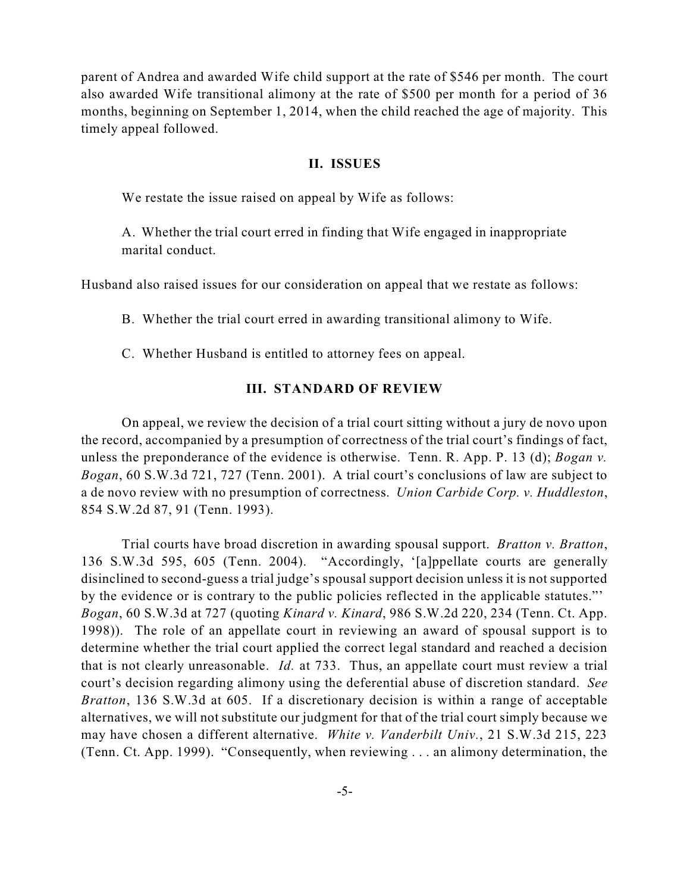parent of Andrea and awarded Wife child support at the rate of $546 per month. The court also awarded Wife transitional alimony at the rate of $500 per month for a period of 36 months, beginning on September 1, 2014, when the child reached the age of majority. This timely appeal followed.

## II. ISSUES

We restate the issue raised on appeal by Wife as follows:

> A. Whether the trial court erred in finding that Wife engaged in inappropriate marital conduct.

Husband also raised issues for our consideration on appeal that we restate as follows:

> B. Whether the trial court erred in awarding transitional alimony to Wife.
>
> C. Whether Husband is entitled to attorney fees on appeal.

## III. STANDARD OF REVIEW

On appeal, we review the decision of a trial court sitting without a jury de novo upon the record, accompanied by a presumption of correctness of the trial court's findings of fact, unless the preponderance of the evidence is otherwise. Tenn. R. App. P. 13 (d); *Bogan v. Bogan*, 60 S.W.3d 721, 727 (Tenn. 2001). A trial court's conclusions of law are subject to a de novo review with no presumption of correctness. *Union Carbide Corp. v. Huddleston*, 854 S.W.2d 87, 91 (Tenn. 1993).

Trial courts have broad discretion in awarding spousal support. *Bratton v. Bratton*, 136 S.W.3d 595, 605 (Tenn. 2004). "Accordingly, '[a]ppellate courts are generally disinclined to second-guess a trial judge's spousal support decision unless it is not supported by the evidence or is contrary to the public policies reflected in the applicable statutes."' *Bogan*, 60 S.W.3d at 727 (quoting *Kinard v. Kinard*, 986 S.W.2d 220, 234 (Tenn. Ct. App. 1998)). The role of an appellate court in reviewing an award of spousal support is to determine whether the trial court applied the correct legal standard and reached a decision that is not clearly unreasonable. *Id.* at 733. Thus, an appellate court must review a trial court's decision regarding alimony using the deferential abuse of discretion standard. *See Bratton*, 136 S.W.3d at 605. If a discretionary decision is within a range of acceptable alternatives, we will not substitute our judgment for that of the trial court simply because we may have chosen a different alternative. *White v. Vanderbilt Univ.*, 21 S.W.3d 215, 223 (Tenn. Ct. App. 1999). "Consequently, when reviewing . . . an alimony determination, the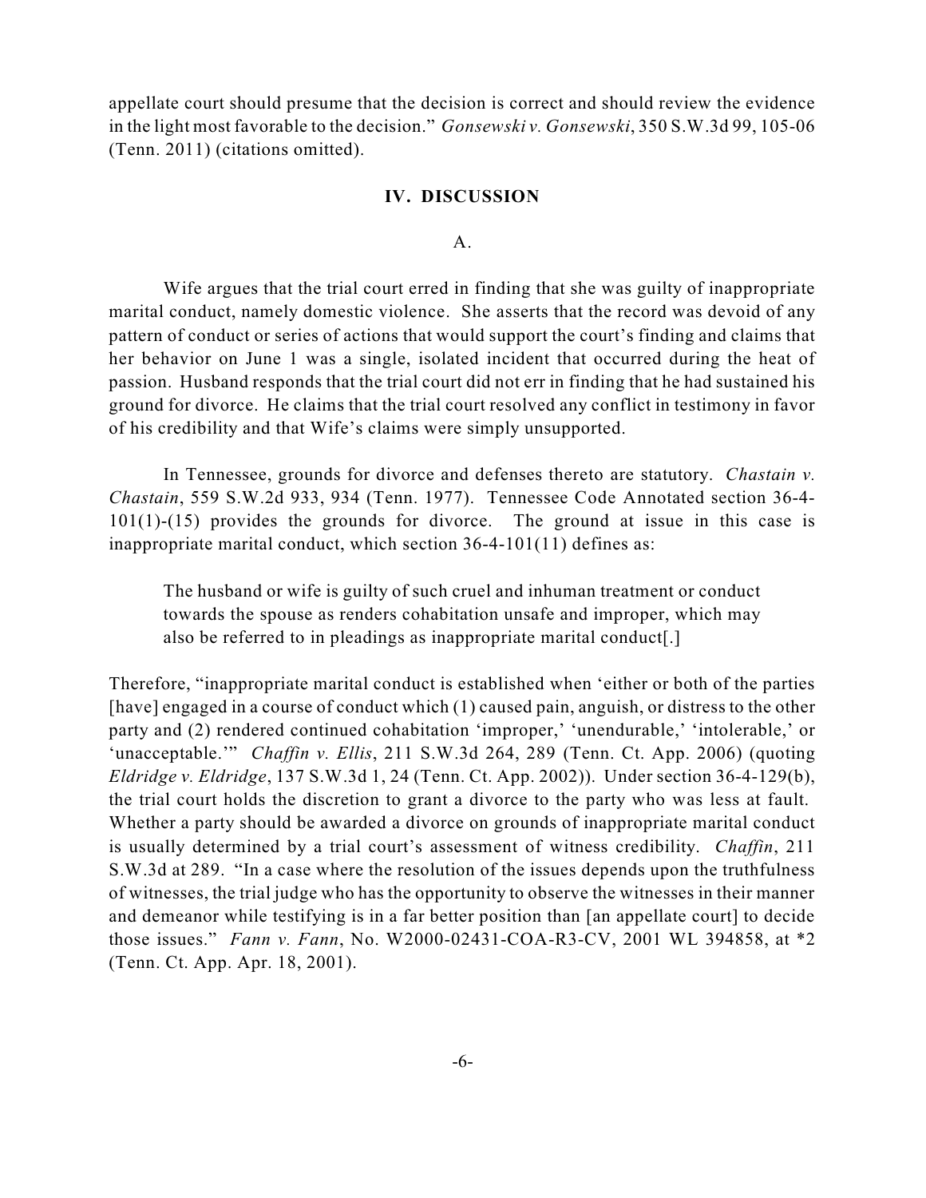appellate court should presume that the decision is correct and should review the evidence in the light most favorable to the decision." *Gonsewski v. Gonsewski*, 350 S.W.3d 99, 105-06 (Tenn. 2011) (citations omitted).

## IV. DISCUSSION

### A.

Wife argues that the trial court erred in finding that she was guilty of inappropriate marital conduct, namely domestic violence. She asserts that the record was devoid of any pattern of conduct or series of actions that would support the court's finding and claims that her behavior on June 1 was a single, isolated incident that occurred during the heat of passion. Husband responds that the trial court did not err in finding that he had sustained his ground for divorce. He claims that the trial court resolved any conflict in testimony in favor of his credibility and that Wife's claims were simply unsupported.

In Tennessee, grounds for divorce and defenses thereto are statutory. *Chastain v. Chastain*, 559 S.W.2d 933, 934 (Tenn. 1977). Tennessee Code Annotated section 36-4-101(1)-(15) provides the grounds for divorce. The ground at issue in this case is inappropriate marital conduct, which section 36-4-101(11) defines as:

> The husband or wife is guilty of such cruel and inhuman treatment or conduct towards the spouse as renders cohabitation unsafe and improper, which may also be referred to in pleadings as inappropriate marital conduct[.]

Therefore, "inappropriate marital conduct is established when 'either or both of the parties [have] engaged in a course of conduct which (1) caused pain, anguish, or distress to the other party and (2) rendered continued cohabitation 'improper,' 'unendurable,' 'intolerable,' or 'unacceptable.'" *Chaffin v. Ellis*, 211 S.W.3d 264, 289 (Tenn. Ct. App. 2006) (quoting *Eldridge v. Eldridge*, 137 S.W.3d 1, 24 (Tenn. Ct. App. 2002)). Under section 36-4-129(b), the trial court holds the discretion to grant a divorce to the party who was less at fault. Whether a party should be awarded a divorce on grounds of inappropriate marital conduct is usually determined by a trial court's assessment of witness credibility. *Chaffin*, 211 S.W.3d at 289. "In a case where the resolution of the issues depends upon the truthfulness of witnesses, the trial judge who has the opportunity to observe the witnesses in their manner and demeanor while testifying is in a far better position than [an appellate court] to decide those issues." *Fann v. Fann*, No. W2000-02431-COA-R3-CV, 2001 WL 394858, at *2 (Tenn. Ct. App. Apr. 18, 2001).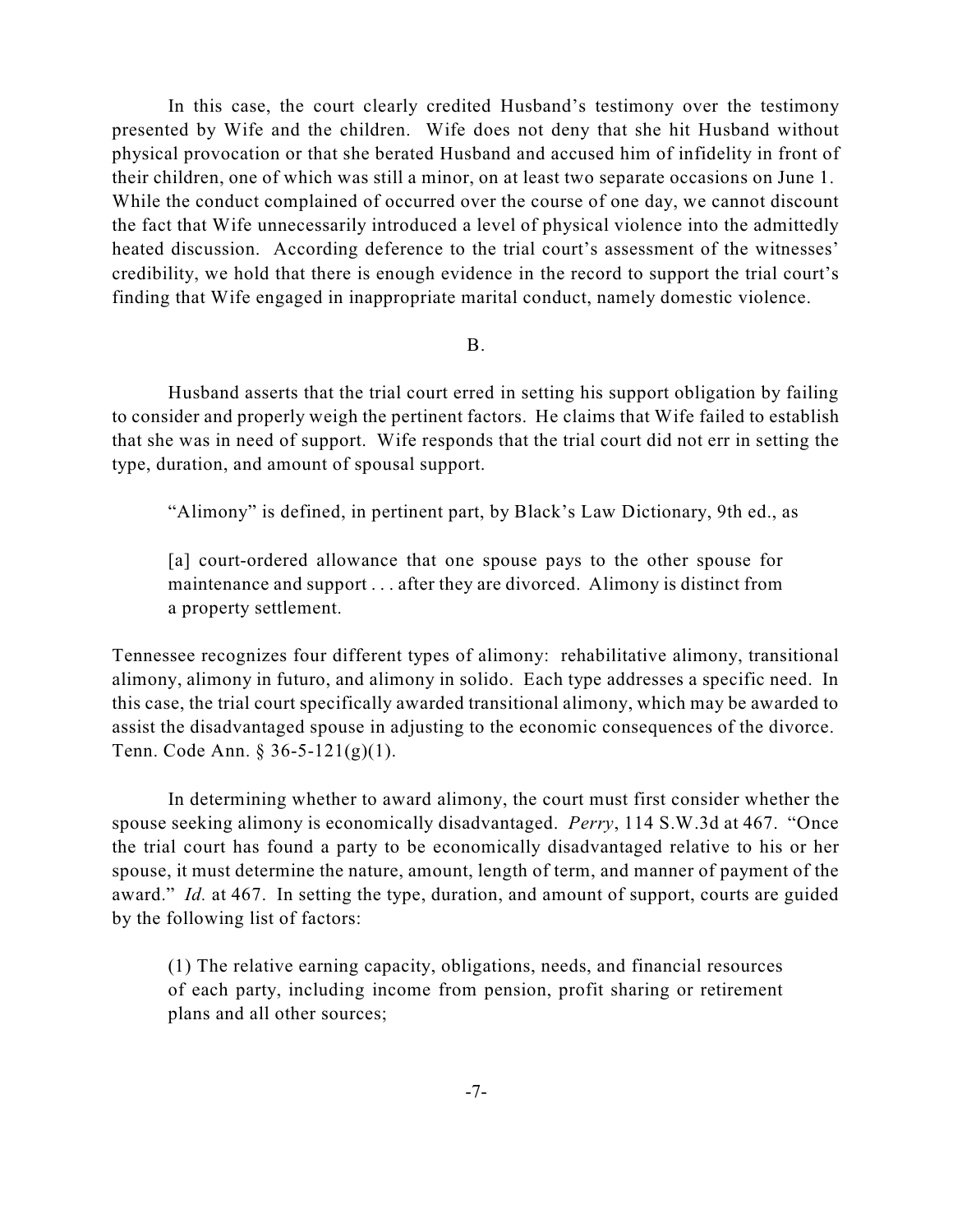In this case, the court clearly credited Husband's testimony over the testimony presented by Wife and the children. Wife does not deny that she hit Husband without physical provocation or that she berated Husband and accused him of infidelity in front of their children, one of which was still a minor, on at least two separate occasions on June 1. While the conduct complained of occurred over the course of one day, we cannot discount the fact that Wife unnecessarily introduced a level of physical violence into the admittedly heated discussion. According deference to the trial court's assessment of the witnesses' credibility, we hold that there is enough evidence in the record to support the trial court's finding that Wife engaged in inappropriate marital conduct, namely domestic violence.

B.

Husband asserts that the trial court erred in setting his support obligation by failing to consider and properly weigh the pertinent factors. He claims that Wife failed to establish that she was in need of support. Wife responds that the trial court did not err in setting the type, duration, and amount of spousal support.

"Alimony" is defined, in pertinent part, by Black's Law Dictionary, 9th ed., as

> [a] court-ordered allowance that one spouse pays to the other spouse for maintenance and support . . . after they are divorced. Alimony is distinct from a property settlement.

Tennessee recognizes four different types of alimony: rehabilitative alimony, transitional alimony, alimony in futuro, and alimony in solido. Each type addresses a specific need. In this case, the trial court specifically awarded transitional alimony, which may be awarded to assist the disadvantaged spouse in adjusting to the economic consequences of the divorce. Tenn. Code Ann. § 36-5-121(g)(1).

In determining whether to award alimony, the court must first consider whether the spouse seeking alimony is economically disadvantaged. *Perry*, 114 S.W.3d at 467. "Once the trial court has found a party to be economically disadvantaged relative to his or her spouse, it must determine the nature, amount, length of term, and manner of payment of the award." *Id.* at 467. In setting the type, duration, and amount of support, courts are guided by the following list of factors:

> (1) The relative earning capacity, obligations, needs, and financial resources of each party, including income from pension, profit sharing or retirement plans and all other sources;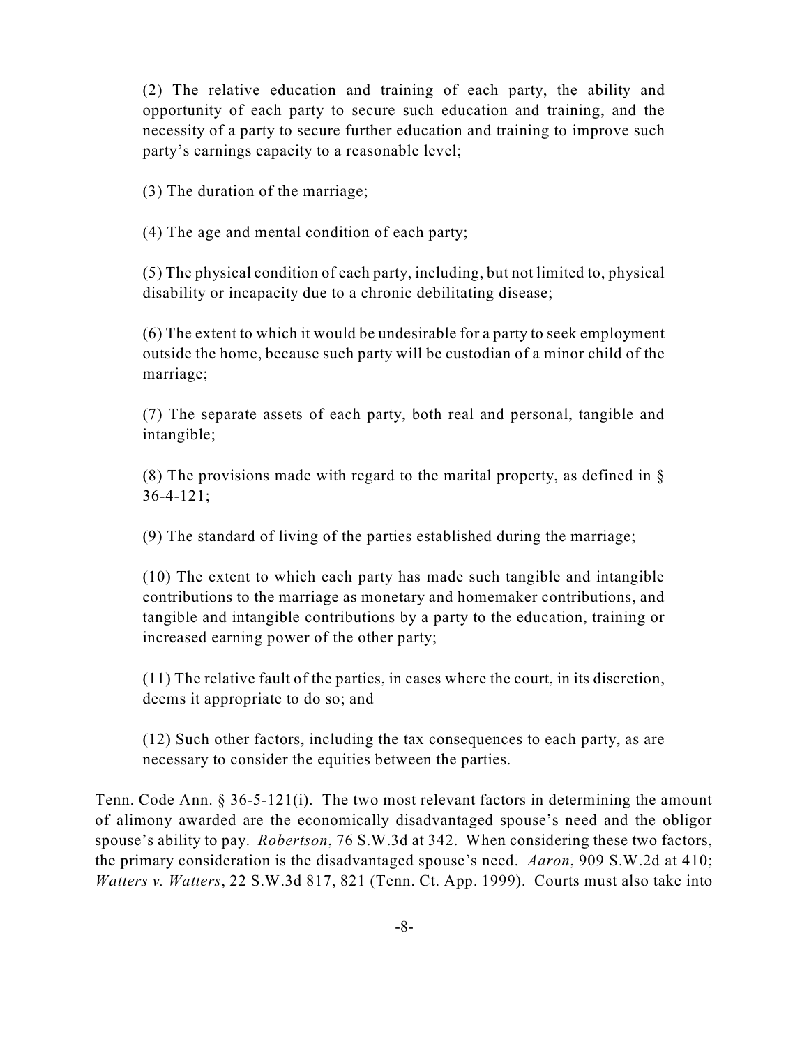(2) The relative education and training of each party, the ability and opportunity of each party to secure such education and training, and the necessity of a party to secure further education and training to improve such party's earnings capacity to a reasonable level;

(3) The duration of the marriage;

(4) The age and mental condition of each party;

(5) The physical condition of each party, including, but not limited to, physical disability or incapacity due to a chronic debilitating disease;

(6) The extent to which it would be undesirable for a party to seek employment outside the home, because such party will be custodian of a minor child of the marriage;

(7) The separate assets of each party, both real and personal, tangible and intangible;

(8) The provisions made with regard to the marital property, as defined in § 36-4-121;

(9) The standard of living of the parties established during the marriage;

(10) The extent to which each party has made such tangible and intangible contributions to the marriage as monetary and homemaker contributions, and tangible and intangible contributions by a party to the education, training or increased earning power of the other party;

(11) The relative fault of the parties, in cases where the court, in its discretion, deems it appropriate to do so; and

(12) Such other factors, including the tax consequences to each party, as are necessary to consider the equities between the parties.

Tenn. Code Ann. § 36-5-121(i). The two most relevant factors in determining the amount of alimony awarded are the economically disadvantaged spouse's need and the obligor spouse's ability to pay. *Robertson*, 76 S.W.3d at 342. When considering these two factors, the primary consideration is the disadvantaged spouse's need. *Aaron*, 909 S.W.2d at 410; *Watters v. Watters*, 22 S.W.3d 817, 821 (Tenn. Ct. App. 1999). Courts must also take into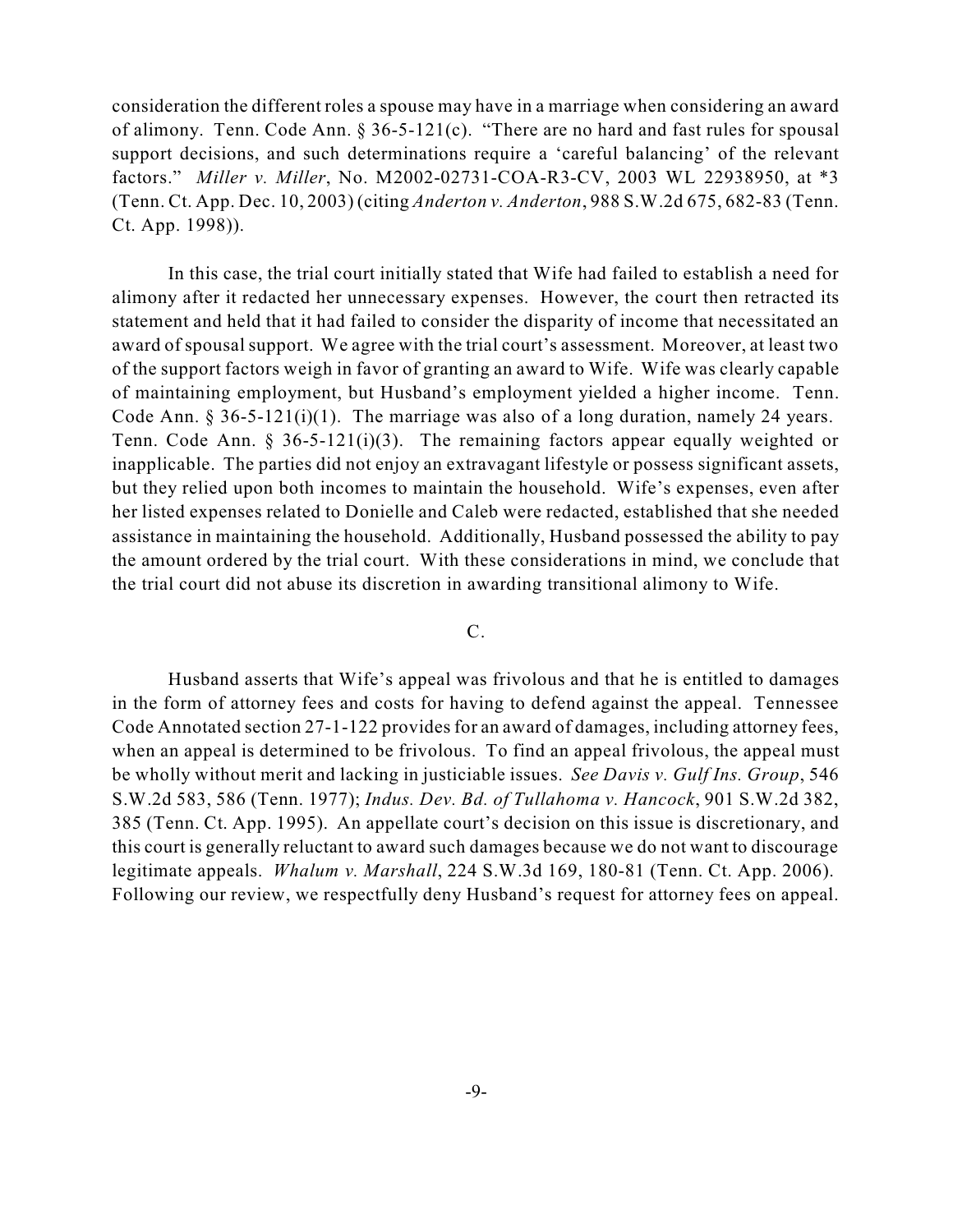consideration the different roles a spouse may have in a marriage when considering an award of alimony. Tenn. Code Ann. § 36-5-121(c). "There are no hard and fast rules for spousal support decisions, and such determinations require a 'careful balancing' of the relevant factors." *Miller v. Miller*, No. M2002-02731-COA-R3-CV, 2003 WL 22938950, at *3 (Tenn. Ct. App. Dec. 10, 2003) (citing *Anderton v. Anderton*, 988 S.W.2d 675, 682-83 (Tenn. Ct. App. 1998)).

In this case, the trial court initially stated that Wife had failed to establish a need for alimony after it redacted her unnecessary expenses. However, the court then retracted its statement and held that it had failed to consider the disparity of income that necessitated an award of spousal support. We agree with the trial court's assessment. Moreover, at least two of the support factors weigh in favor of granting an award to Wife. Wife was clearly capable of maintaining employment, but Husband's employment yielded a higher income. Tenn. Code Ann. § 36-5-121(i)(1). The marriage was also of a long duration, namely 24 years. Tenn. Code Ann. § 36-5-121(i)(3). The remaining factors appear equally weighted or inapplicable. The parties did not enjoy an extravagant lifestyle or possess significant assets, but they relied upon both incomes to maintain the household. Wife's expenses, even after her listed expenses related to Donielle and Caleb were redacted, established that she needed assistance in maintaining the household. Additionally, Husband possessed the ability to pay the amount ordered by the trial court. With these considerations in mind, we conclude that the trial court did not abuse its discretion in awarding transitional alimony to Wife.

C.

Husband asserts that Wife's appeal was frivolous and that he is entitled to damages in the form of attorney fees and costs for having to defend against the appeal. Tennessee Code Annotated section 27-1-122 provides for an award of damages, including attorney fees, when an appeal is determined to be frivolous. To find an appeal frivolous, the appeal must be wholly without merit and lacking in justiciable issues. *See Davis v. Gulf Ins. Group*, 546 S.W.2d 583, 586 (Tenn. 1977); *Indus. Dev. Bd. of Tullahoma v. Hancock*, 901 S.W.2d 382, 385 (Tenn. Ct. App. 1995). An appellate court's decision on this issue is discretionary, and this court is generally reluctant to award such damages because we do not want to discourage legitimate appeals. *Whalum v. Marshall*, 224 S.W.3d 169, 180-81 (Tenn. Ct. App. 2006). Following our review, we respectfully deny Husband's request for attorney fees on appeal.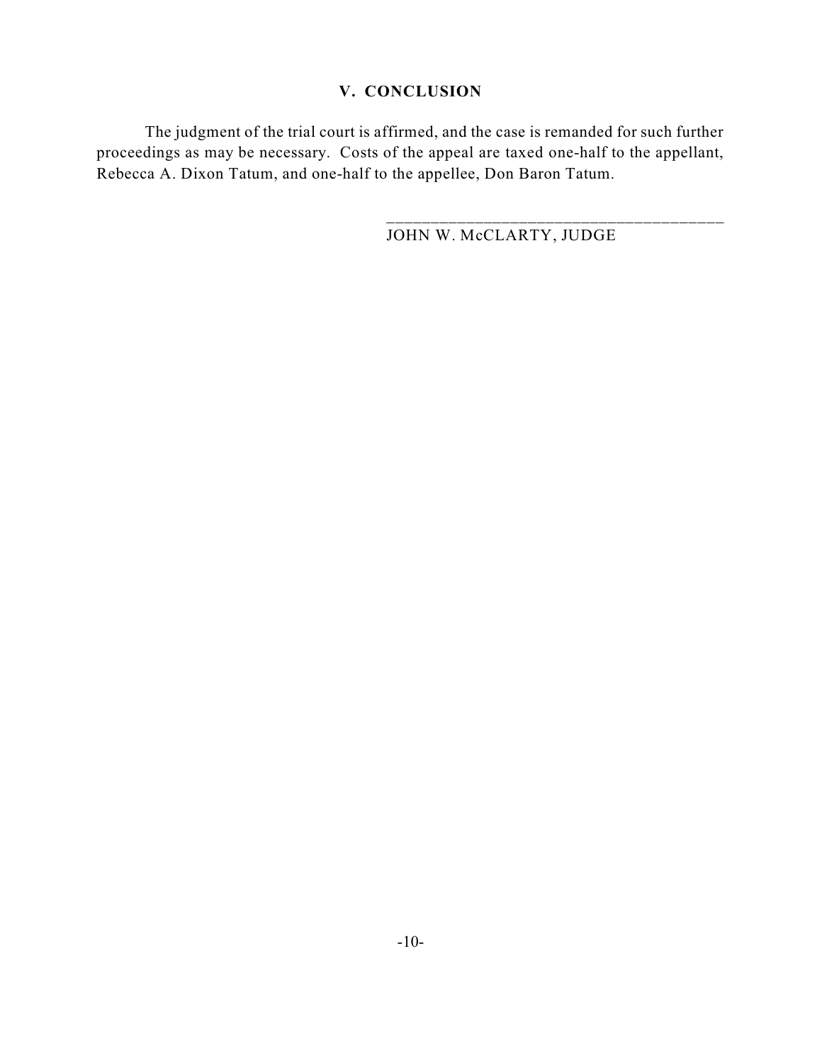## V. CONCLUSION

The judgment of the trial court is affirmed, and the case is remanded for such further proceedings as may be necessary. Costs of the appeal are taxed one-half to the appellant, Rebecca A. Dixon Tatum, and one-half to the appellee, Don Baron Tatum.

\_\_\_\_\_\_\_\_\_\_\_\_\_\_\_\_\_\_\_\_\_\_\_\_\_\_\_\_\_\_\_\_\_\_\_\_\_\_

JOHN W. McCLARTY, JUDGE